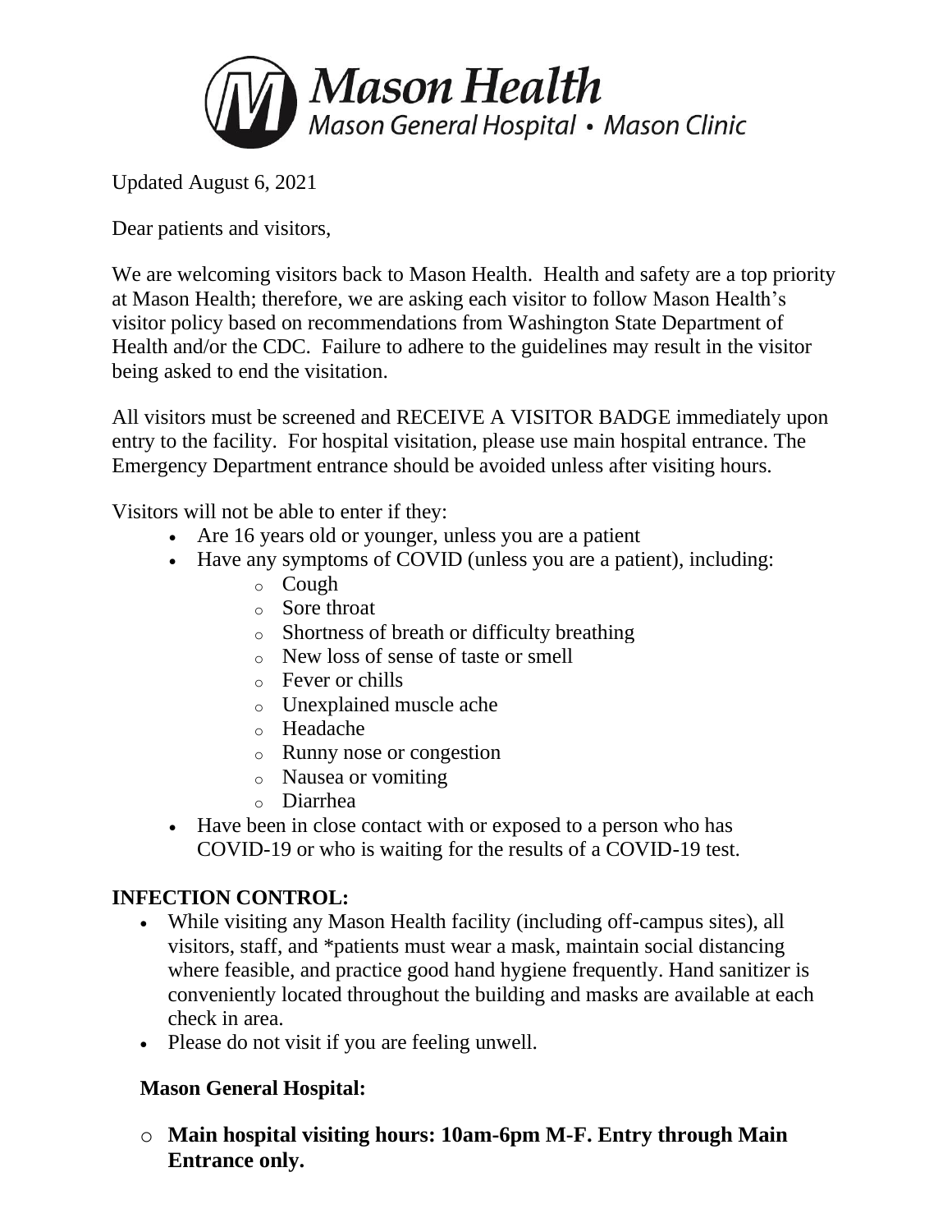# Mason Health

Mason General Hospital • Mason Clinic

Updated August 6, 2021

Dear patients and visitors,

We are welcoming visitors back to Mason Health. Health and safety are a top priority at Mason Health; therefore, we are asking each visitor to follow Mason Health's visitor policy based on recommendations from Washington State Department of Health and/or the CDC. Failure to adhere to the guidelines may result in the visitor being asked to end the visitation.

All visitors must be screened and RECEIVE A VISITOR BADGE immediately upon entry to the facility. For hospital visitation, please use main hospital entrance. The Emergency Department entrance should be avoided unless after visiting hours.

Visitors will not be able to enter if they:

- Are 16 years old or younger, unless you are a patient
- Have any symptoms of COVID (unless you are a patient), including:
  - Cough
  - Sore throat
  - Shortness of breath or difficulty breathing
  - New loss of sense of taste or smell
  - Fever or chills
  - Unexplained muscle ache
  - Headache
  - Runny nose or congestion
  - Nausea or vomiting
  - Diarrhea
- Have been in close contact with or exposed to a person who has COVID-19 or who is waiting for the results of a COVID-19 test.

## INFECTION CONTROL:

- While visiting any Mason Health facility (including off-campus sites), all visitors, staff, and *patients must wear a mask, maintain social distancing where feasible, and practice good hand hygiene frequently. Hand sanitizer is conveniently located throughout the building and masks are available at each check in area.
- Please do not visit if you are feeling unwell.

### Mason General Hospital:

- **Main hospital visiting hours: 10am-6pm M-F. Entry through Main Entrance only.**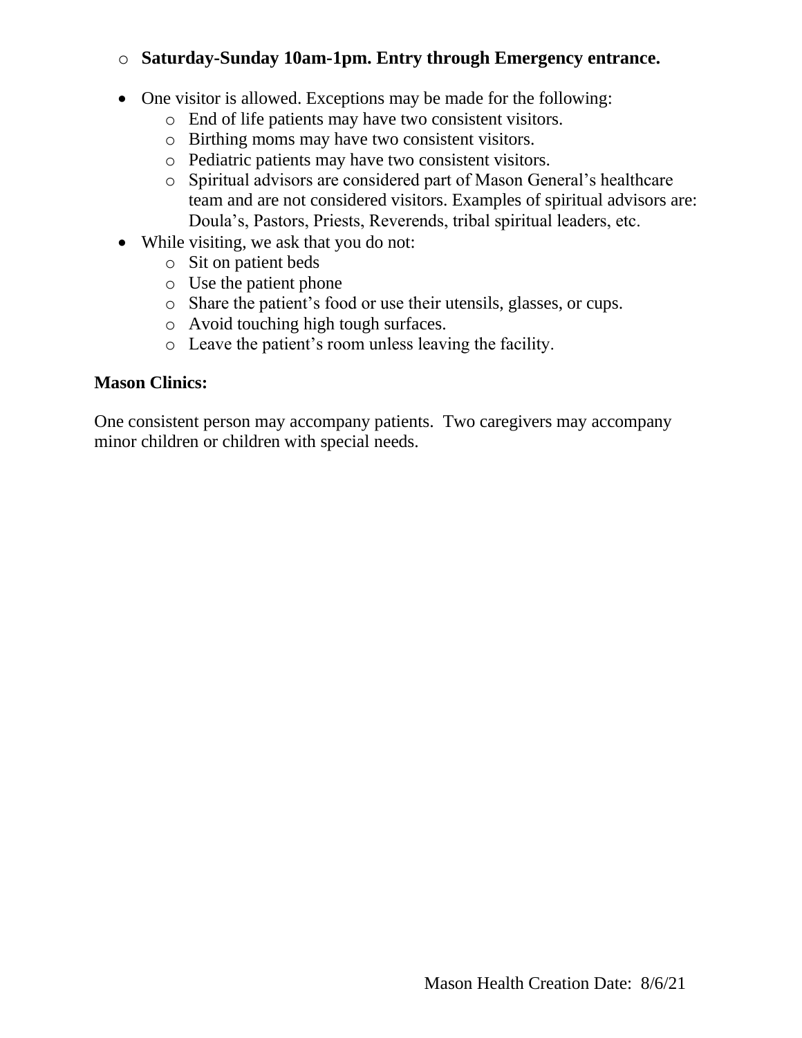- **Saturday-Sunday 10am-1pm. Entry through Emergency entrance.**

- One visitor is allowed. Exceptions may be made for the following:
  - End of life patients may have two consistent visitors.
  - Birthing moms may have two consistent visitors.
  - Pediatric patients may have two consistent visitors.
  - Spiritual advisors are considered part of Mason General's healthcare team and are not considered visitors. Examples of spiritual advisors are: Doula's, Pastors, Priests, Reverends, tribal spiritual leaders, etc.
- While visiting, we ask that you do not:
  - Sit on patient beds
  - Use the patient phone
  - Share the patient's food or use their utensils, glasses, or cups.
  - Avoid touching high tough surfaces.
  - Leave the patient's room unless leaving the facility.

**Mason Clinics:**

One consistent person may accompany patients. Two caregivers may accompany minor children or children with special needs.

Mason Health Creation Date: 8/6/21